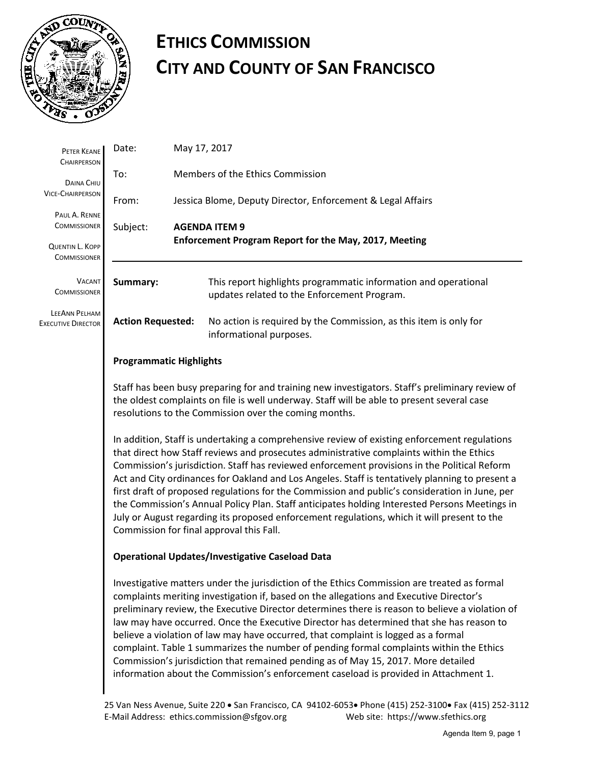# ETHICS COMMISSION
# CITY AND COUNTY OF SAN FRANCISCO

PETER KEANE
CHAIRPERSON

DAINA CHIU
VICE-CHAIRPERSON

PAUL A. RENNE
COMMISSIONER

QUENTIN L. KOPP
COMMISSIONER

VACANT
COMMISSIONER

LEEANN PELHAM
EXECUTIVE DIRECTOR

Date: May 17, 2017

To: Members of the Ethics Commission

From: Jessica Blome, Deputy Director, Enforcement & Legal Affairs

Subject: **AGENDA ITEM 9**
**Enforcement Program Report for the May, 2017, Meeting**

**Summary:** This report highlights programmatic information and operational updates related to the Enforcement Program.

**Action Requested:** No action is required by the Commission, as this item is only for informational purposes.

**Programmatic Highlights**

Staff has been busy preparing for and training new investigators. Staff's preliminary review of the oldest complaints on file is well underway. Staff will be able to present several case resolutions to the Commission over the coming months.

In addition, Staff is undertaking a comprehensive review of existing enforcement regulations that direct how Staff reviews and prosecutes administrative complaints within the Ethics Commission's jurisdiction. Staff has reviewed enforcement provisions in the Political Reform Act and City ordinances for Oakland and Los Angeles. Staff is tentatively planning to present a first draft of proposed regulations for the Commission and public's consideration in June, per the Commission's Annual Policy Plan. Staff anticipates holding Interested Persons Meetings in July or August regarding its proposed enforcement regulations, which it will present to the Commission for final approval this Fall.

**Operational Updates/Investigative Caseload Data**

Investigative matters under the jurisdiction of the Ethics Commission are treated as formal complaints meriting investigation if, based on the allegations and Executive Director's preliminary review, the Executive Director determines there is reason to believe a violation of law may have occurred. Once the Executive Director has determined that she has reason to believe a violation of law may have occurred, that complaint is logged as a formal complaint. Table 1 summarizes the number of pending formal complaints within the Ethics Commission's jurisdiction that remained pending as of May 15, 2017. More detailed information about the Commission's enforcement caseload is provided in Attachment 1.

25 Van Ness Avenue, Suite 220 • San Francisco, CA 94102-6053• Phone (415) 252-3100• Fax (415) 252-3112
E-Mail Address: ethics.commission@sfgov.org Web site: https://www.sfethics.org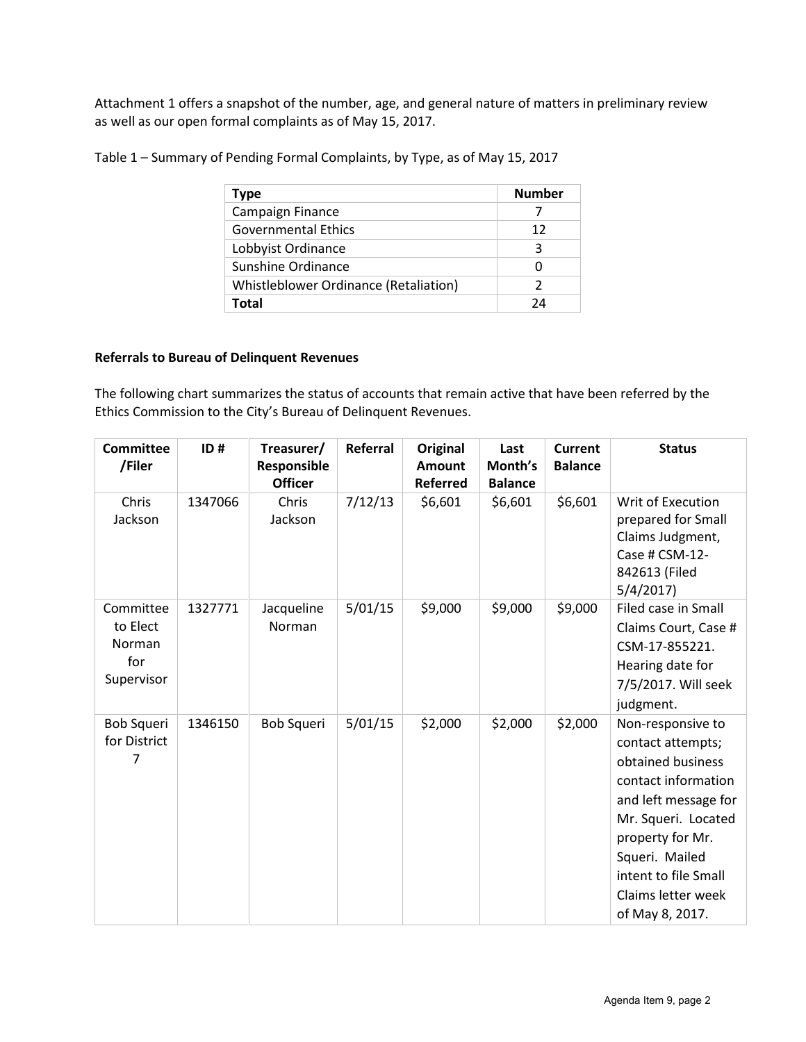Attachment 1 offers a snapshot of the number, age, and general nature of matters in preliminary review as well as our open formal complaints as of May 15, 2017.

Table 1 – Summary of Pending Formal Complaints, by Type, as of May 15, 2017

| Type | Number |
|---|---|
| Campaign Finance | 7 |
| Governmental Ethics | 12 |
| Lobbyist Ordinance | 3 |
| Sunshine Ordinance | 0 |
| Whistleblower Ordinance (Retaliation) | 2 |
| **Total** | 24 |

**Referrals to Bureau of Delinquent Revenues**

The following chart summarizes the status of accounts that remain active that have been referred by the Ethics Commission to the City's Bureau of Delinquent Revenues.

| Committee /Filer | ID # | Treasurer/ Responsible Officer | Referral | Original Amount Referred | Last Month's Balance | Current Balance | Status |
|---|---|---|---|---|---|---|---|
| Chris Jackson | 1347066 | Chris Jackson | 7/12/13 | $6,601 | $6,601 | $6,601 | Writ of Execution prepared for Small Claims Judgment, Case # CSM-12-842613 (Filed 5/4/2017) |
| Committee to Elect Norman for Supervisor | 1327771 | Jacqueline Norman | 5/01/15 | $9,000 | $9,000 | $9,000 | Filed case in Small Claims Court, Case # CSM-17-855221. Hearing date for 7/5/2017. Will seek judgment. |
| Bob Squeri for District 7 | 1346150 | Bob Squeri | 5/01/15 | $2,000 | $2,000 | $2,000 | Non-responsive to contact attempts; obtained business contact information and left message for Mr. Squeri. Located property for Mr. Squeri. Mailed intent to file Small Claims letter week of May 8, 2017. |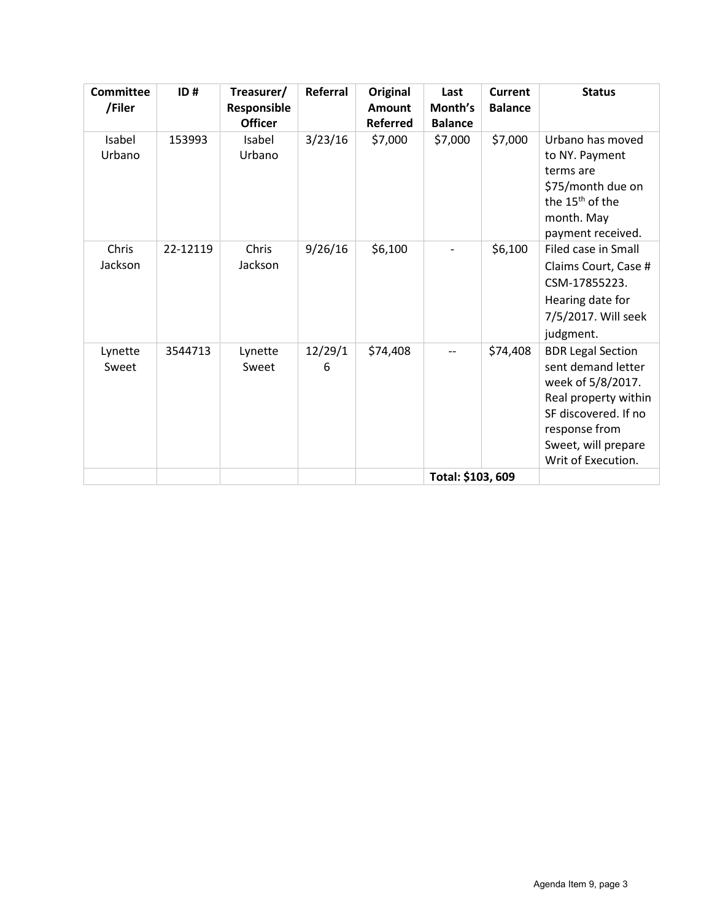| Committee /Filer | ID # | Treasurer/ Responsible Officer | Referral | Original Amount Referred | Last Month's Balance | Current Balance | Status |
|---|---|---|---|---|---|---|---|
| Isabel Urbano | 153993 | Isabel Urbano | 3/23/16 | $7,000 | $7,000 | $7,000 | Urbano has moved to NY. Payment terms are $75/month due on the 15th of the month. May payment received. |
| Chris Jackson | 22-12119 | Chris Jackson | 9/26/16 | $6,100 | - | $6,100 | Filed case in Small Claims Court, Case # CSM-17855223. Hearing date for 7/5/2017. Will seek judgment. |
| Lynette Sweet | 3544713 | Lynette Sweet | 12/29/16 | $74,408 | -- | $74,408 | BDR Legal Section sent demand letter week of 5/8/2017. Real property within SF discovered. If no response from Sweet, will prepare Writ of Execution. |
| | | | | | Total: $103, 609 | | |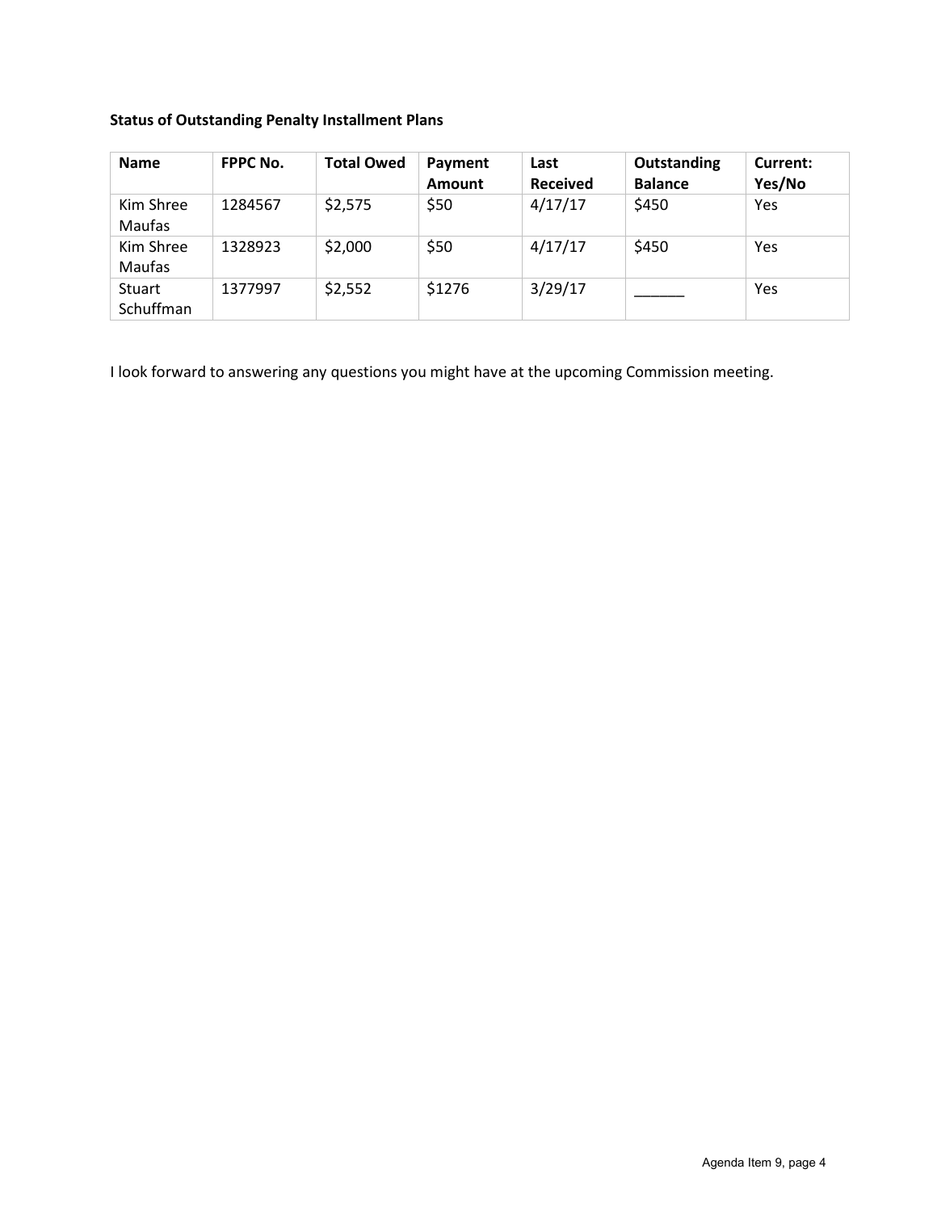**Status of Outstanding Penalty Installment Plans**

| Name | FPPC No. | Total Owed | Payment Amount | Last Received | Outstanding Balance | Current: Yes/No |
|---|---|---|---|---|---|---|
| Kim Shree Maufas | 1284567 | $2,575 | $50 | 4/17/17 | $450 | Yes |
| Kim Shree Maufas | 1328923 | $2,000 | $50 | 4/17/17 | $450 | Yes |
| Stuart Schuffman | 1377997 | $2,552 | $1276 | 3/29/17 | ______ | Yes |

I look forward to answering any questions you might have at the upcoming Commission meeting.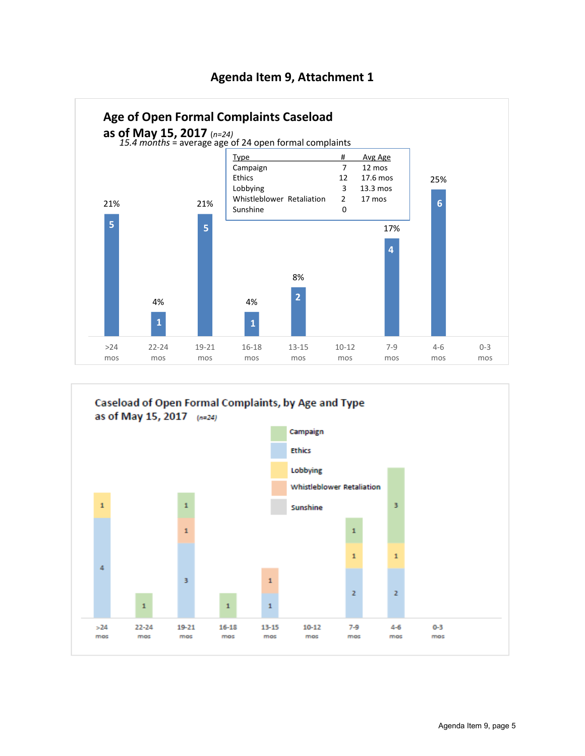# Agenda Item 9, Attachment 1

## Age of Open Formal Complaints Caseload as of May 15, 2017 *(n=24)*

*15.4 months* = average age of 24 open formal complaints

| Type | # | Avg Age |
|---|---|---|
| Campaign | 7 | 12 mos |
| Ethics | 12 | 17.6 mos |
| Lobbying | 3 | 13.3 mos |
| Whistleblower Retaliation | 2 | 17 mos |
| Sunshine | 0 | |

| Age | >24 mos | 22-24 mos | 19-21 mos | 16-18 mos | 13-15 mos | 10-12 mos | 7-9 mos | 4-6 mos | 0-3 mos |
|---|---|---|---|---|---|---|---|---|---|
| Count | 5 | 1 | 5 | 1 | 2 | | 4 | 6 | |
| Percent | 21% | 4% | 21% | 4% | 8% | | 17% | 25% | |

## Caseload of Open Formal Complaints, by Age and Type as of May 15, 2017 *(n=24)*

| Type | >24 mos | 22-24 mos | 19-21 mos | 16-18 mos | 13-15 mos | 10-12 mos | 7-9 mos | 4-6 mos | 0-3 mos |
|---|---|---|---|---|---|---|---|---|---|
| Campaign | | 1 | 1 | 1 | | | 1 | 3 | |
| Ethics | 4 | | 3 | | 1 | | 2 | 2 | |
| Lobbying | 1 | | | | | | 1 | 1 | |
| Whistleblower Retaliation | | | 1 | | 1 | | | | |
| Sunshine | | | | | | | | | |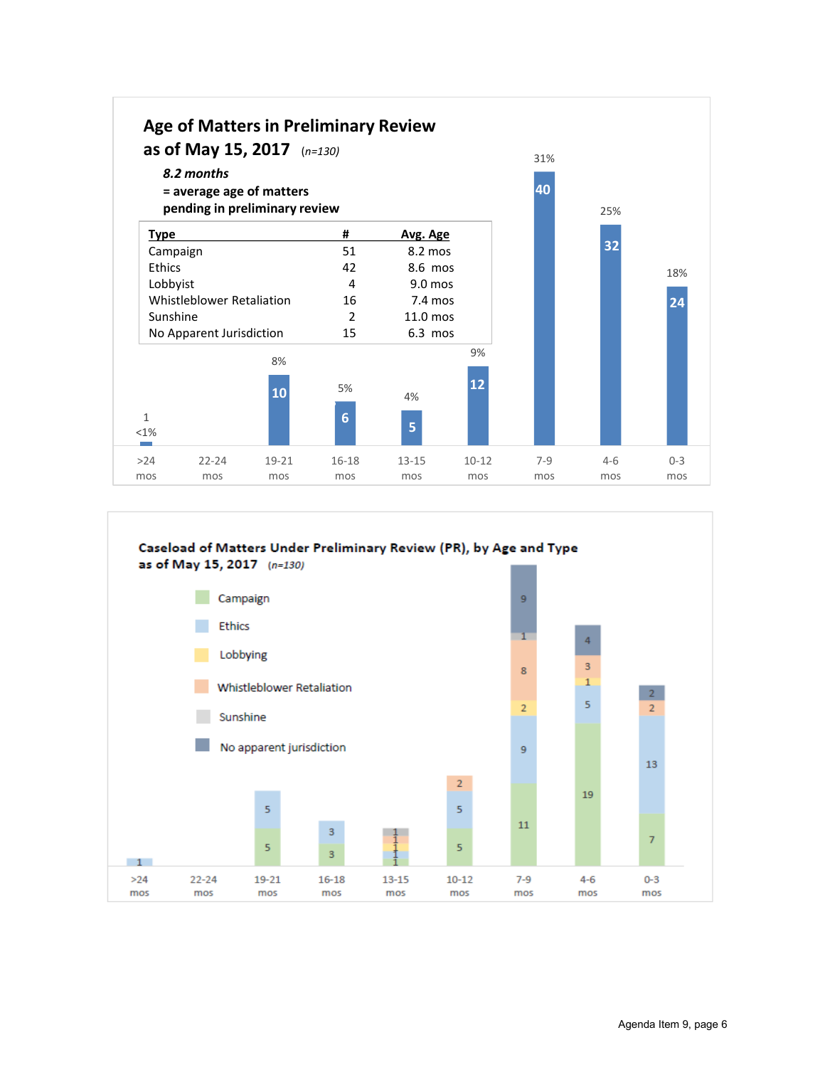## Age of Matters in Preliminary Review as of May 15, 2017 (n=130)

***8.2 months***
**= average age of matters pending in preliminary review**

| Type | # | Avg. Age |
| --- | --- | --- |
| Campaign | 51 | 8.2 mos |
| Ethics | 42 | 8.6 mos |
| Lobbyist | 4 | 9.0 mos |
| Whistleblower Retaliation | 16 | 7.4 mos |
| Sunshine | 2 | 11.0 mos |
| No Apparent Jurisdiction | 15 | 6.3 mos |

1
<1%
8%
10
5%
6
4%
5
9%
12
31%
40
25%
32
18%
24

>24 mos
22-24 mos
19-21 mos
16-18 mos
13-15 mos
10-12 mos
7-9 mos
4-6 mos
0-3 mos

## Caseload of Matters Under Preliminary Review (PR), by Age and Type as of May 15, 2017 (n=130)

Campaign
Ethics
Lobbying
Whistleblower Retaliation
Sunshine
No apparent jurisdiction

1
5
5
3
3
1
1
1
1
5
5
2
11
9
2
8
1
9
19
5
1
3
4
7
13
2
2

>24 mos
22-24 mos
19-21 mos
16-18 mos
13-15 mos
10-12 mos
7-9 mos
4-6 mos
0-3 mos

Agenda Item 9, page 6